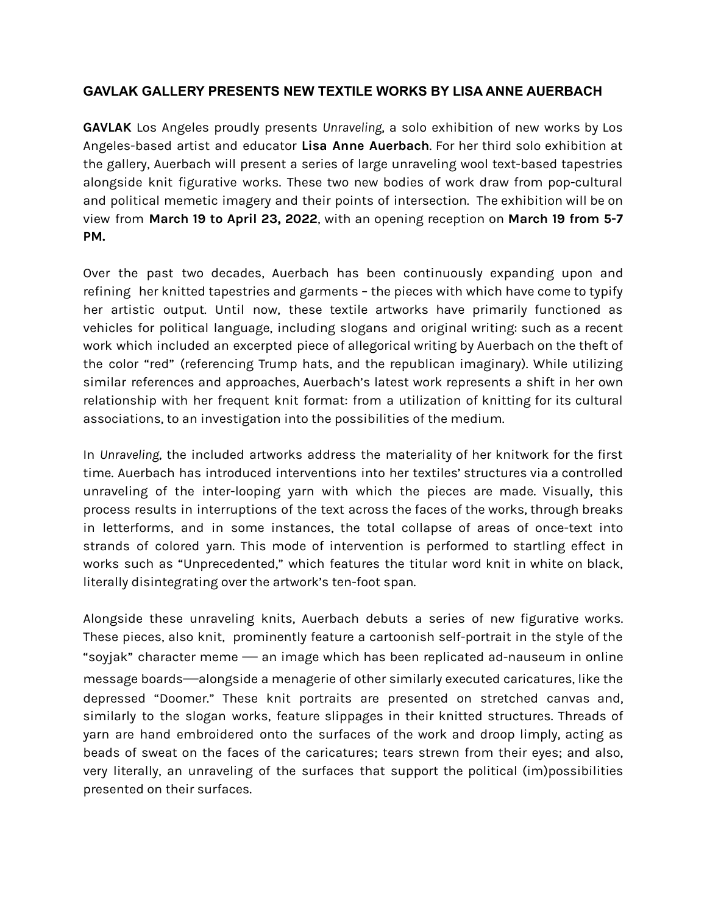## GAVLAK GALLERY PRESENTS NEW TEXTILE WORKS BY LISA ANNE AUERBACH

**GAVLAK** Los Angeles proudly presents *Unraveling*, a solo exhibition of new works by Los Angeles-based artist and educator **Lisa Anne Auerbach**. For her third solo exhibition at the gallery, Auerbach will present a series of large unraveling wool text-based tapestries alongside knit figurative works. These two new bodies of work draw from pop-cultural and political memetic imagery and their points of intersection. The exhibition will be on view from **March 19 to April 23, 2022**, with an opening reception on **March 19 from 5-7 PM.**

Over the past two decades, Auerbach has been continuously expanding upon and refining her knitted tapestries and garments – the pieces with which have come to typify her artistic output. Until now, these textile artworks have primarily functioned as vehicles for political language, including slogans and original writing: such as a recent work which included an excerpted piece of allegorical writing by Auerbach on the theft of the color "red" (referencing Trump hats, and the republican imaginary). While utilizing similar references and approaches, Auerbach's latest work represents a shift in her own relationship with her frequent knit format: from a utilization of knitting for its cultural associations, to an investigation into the possibilities of the medium.

In *Unraveling*, the included artworks address the materiality of her knitwork for the first time. Auerbach has introduced interventions into her textiles' structures via a controlled unraveling of the inter-looping yarn with which the pieces are made. Visually, this process results in interruptions of the text across the faces of the works, through breaks in letterforms, and in some instances, the total collapse of areas of once-text into strands of colored yarn. This mode of intervention is performed to startling effect in works such as "Unprecedented," which features the titular word knit in white on black, literally disintegrating over the artwork's ten-foot span.

Alongside these unraveling knits, Auerbach debuts a series of new figurative works. These pieces, also knit, prominently feature a cartoonish self-portrait in the style of the "soyjak" character meme — an image which has been replicated ad-nauseum in online message boards—alongside a menagerie of other similarly executed caricatures, like the depressed "Doomer." These knit portraits are presented on stretched canvas and, similarly to the slogan works, feature slippages in their knitted structures. Threads of yarn are hand embroidered onto the surfaces of the work and droop limply, acting as beads of sweat on the faces of the caricatures; tears strewn from their eyes; and also, very literally, an unraveling of the surfaces that support the political (im)possibilities presented on their surfaces.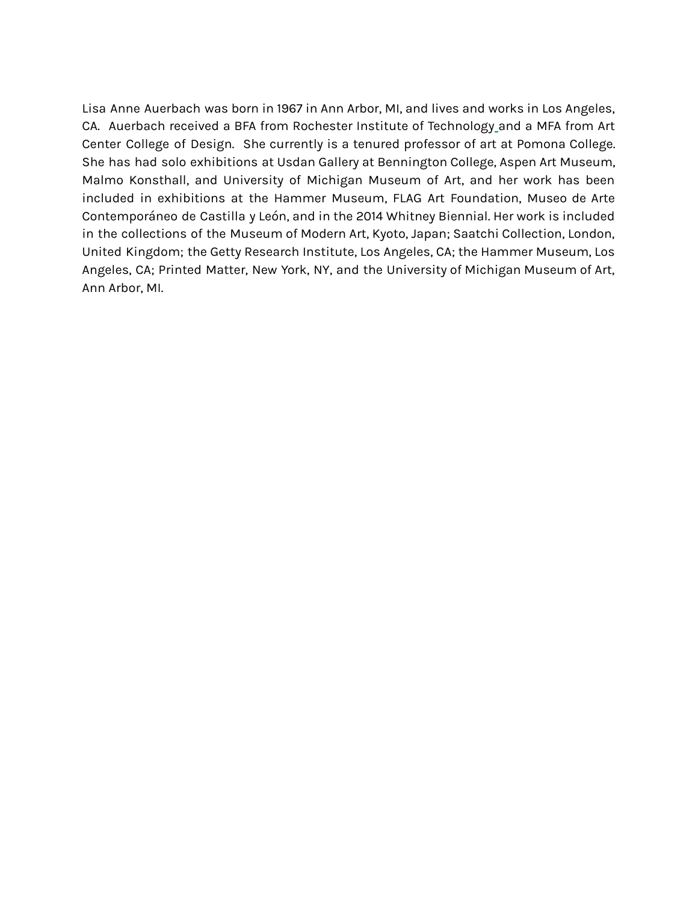Lisa Anne Auerbach was born in 1967 in Ann Arbor, MI, and lives and works in Los Angeles, CA. Auerbach received a BFA from Rochester Institute of Technology and a MFA from Art Center College of Design. She currently is a tenured professor of art at Pomona College. She has had solo exhibitions at Usdan Gallery at Bennington College, Aspen Art Museum, Malmo Konsthall, and University of Michigan Museum of Art, and her work has been included in exhibitions at the Hammer Museum, FLAG Art Foundation, Museo de Arte Contemporáneo de Castilla y León, and in the 2014 Whitney Biennial. Her work is included in the collections of the Museum of Modern Art, Kyoto, Japan; Saatchi Collection, London, United Kingdom; the Getty Research Institute, Los Angeles, CA; the Hammer Museum, Los Angeles, CA; Printed Matter, New York, NY, and the University of Michigan Museum of Art, Ann Arbor, MI.